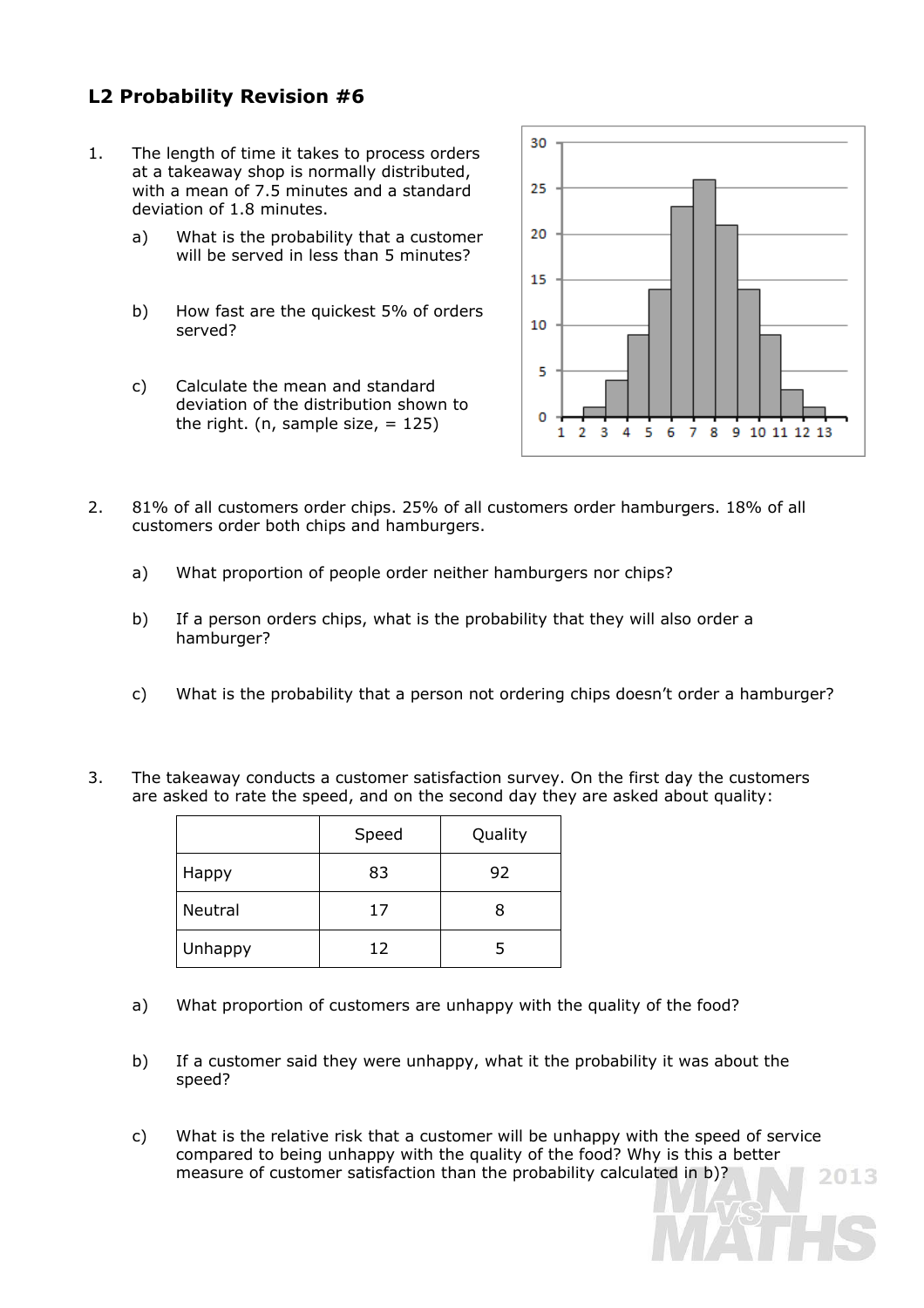## L2 Probability Revision #6

1. The length of time it takes to process orders at a takeaway shop is normally distributed, with a mean of 7.5 minutes and a standard deviation of 1.8 minutes.

   a) What is the probability that a customer will be served in less than 5 minutes?

   b) How fast are the quickest 5% of orders served?

   c) Calculate the mean and standard deviation of the distribution shown to the right. (n, sample size, = 125)

2. 81% of all customers order chips. 25% of all customers order hamburgers. 18% of all customers order both chips and hamburgers.

   a) What proportion of people order neither hamburgers nor chips?

   b) If a person orders chips, what is the probability that they will also order a hamburger?

   c) What is the probability that a person not ordering chips doesn't order a hamburger?

3. The takeaway conducts a customer satisfaction survey. On the first day the customers are asked to rate the speed, and on the second day they are asked about quality:

| | Speed | Quality |
|---|---|---|
| Happy | 83 | 92 |
| Neutral | 17 | 8 |
| Unhappy | 12 | 5 |

   a) What proportion of customers are unhappy with the quality of the food?

   b) If a customer said they were unhappy, what it the probability it was about the speed?

   c) What is the relative risk that a customer will be unhappy with the speed of service compared to being unhappy with the quality of the food? Why is this a better measure of customer satisfaction than the probability calculated in b)?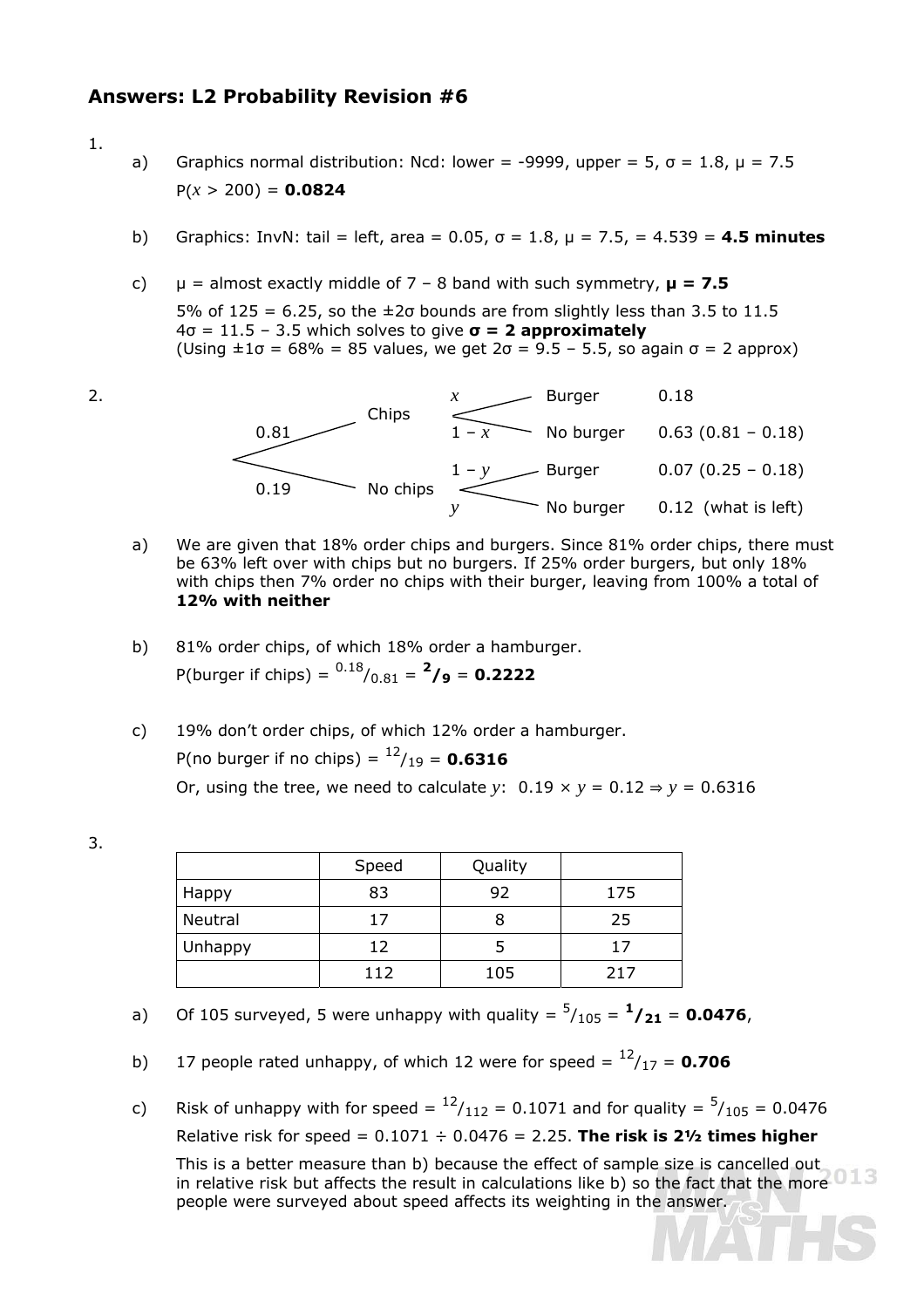## Answers: L2 Probability Revision #6

1.

a) Graphics normal distribution: Ncd: lower = -9999, upper = 5, σ = 1.8, μ = 7.5

P($x$ > 200) = **0.0824**

b) Graphics: InvN: tail = left, area = 0.05, σ = 1.8, μ = 7.5, = 4.539 = **4.5 minutes**

c) μ = almost exactly middle of 7 – 8 band with such symmetry, **μ = 7.5**

5% of 125 = 6.25, so the ±2σ bounds are from slightly less than 3.5 to 11.5
4σ = 11.5 – 3.5 which solves to give **σ = 2 approximately**
(Using ±1σ = 68% = 85 values, we get 2σ = 9.5 – 5.5, so again σ = 2 approx)

2.

0.81 → Chips: $x$ → Burger 0.18; $1 - x$ → No burger 0.63 (0.81 – 0.18)

0.19 → No chips: $1 - y$ → Burger 0.07 (0.25 – 0.18); $y$ → No burger 0.12 (what is left)

a) We are given that 18% order chips and burgers. Since 81% order chips, there must be 63% left over with chips but no burgers. If 25% order burgers, but only 18% with chips then 7% order no chips with their burger, leaving from 100% a total of **12% with neither**

b) 81% order chips, of which 18% order a hamburger.

P(burger if chips) = $^{0.18}/_{0.81}$ = **$^{2}/_{9}$** = **0.2222**

c) 19% don't order chips, of which 12% order a hamburger.

P(no burger if no chips) = $^{12}/_{19}$ = **0.6316**

Or, using the tree, we need to calculate $y$: 0.19 × $y$ = 0.12 ⇒ $y$ = 0.6316

3.

| | Speed | Quality | |
|---|---|---|---|
| Happy | 83 | 92 | 175 |
| Neutral | 17 | 8 | 25 |
| Unhappy | 12 | 5 | 17 |
| | 112 | 105 | 217 |

a) Of 105 surveyed, 5 were unhappy with quality = $^{5}/_{105}$ = **$^{1}/_{21}$** = **0.0476**,

b) 17 people rated unhappy, of which 12 were for speed = $^{12}/_{17}$ = **0.706**

c) Risk of unhappy with for speed = $^{12}/_{112}$ = 0.1071 and for quality = $^{5}/_{105}$ = 0.0476

Relative risk for speed = 0.1071 ÷ 0.0476 = 2.25. **The risk is 2½ times higher**

This is a better measure than b) because the effect of sample size is cancelled out in relative risk but affects the result in calculations like b) so the fact that the more people were surveyed about speed affects its weighting in the answer.